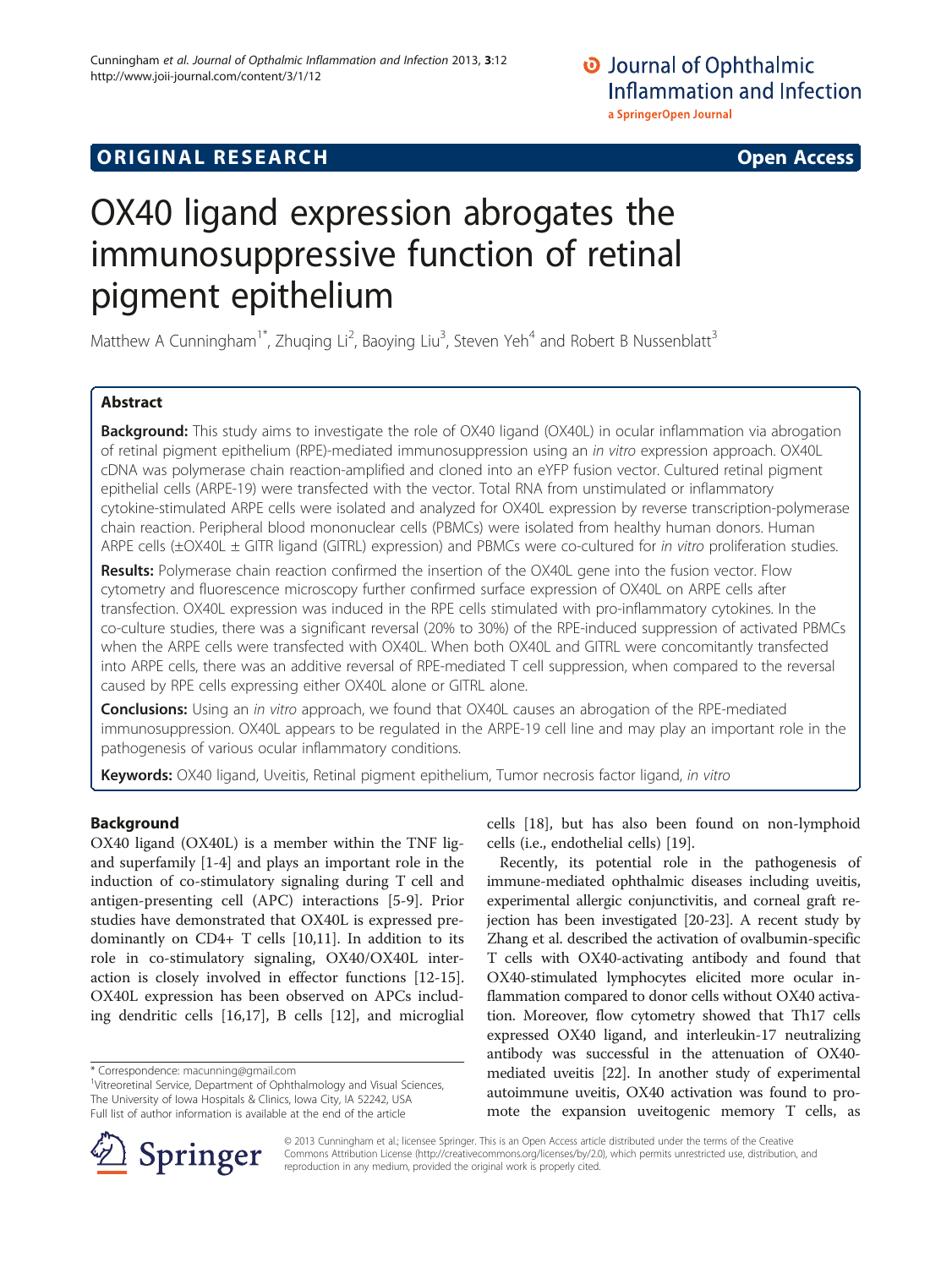ORIGINAL RESEARCH Open Access

# OX40 ligand expression abrogates the immunosuppressive function of retinal pigment epithelium

Matthew A Cunningham[1*], Zhuqing Li[2], Baoying Liu[3], Steven Yeh[4] and Robert B Nussenblatt[3]

## Abstract

**Background:** This study aims to investigate the role of OX40 ligand (OX40L) in ocular inflammation via abrogation of retinal pigment epithelium (RPE)-mediated immunosuppression using an *in vitro* expression approach. OX40L cDNA was polymerase chain reaction-amplified and cloned into an eYFP fusion vector. Cultured retinal pigment epithelial cells (ARPE-19) were transfected with the vector. Total RNA from unstimulated or inflammatory cytokine-stimulated ARPE cells were isolated and analyzed for OX40L expression by reverse transcription-polymerase chain reaction. Peripheral blood mononuclear cells (PBMCs) were isolated from healthy human donors. Human ARPE cells (±OX40L ± GITR ligand (GITRL) expression) and PBMCs were co-cultured for *in vitro* proliferation studies.

**Results:** Polymerase chain reaction confirmed the insertion of the OX40L gene into the fusion vector. Flow cytometry and fluorescence microscopy further confirmed surface expression of OX40L on ARPE cells after transfection. OX40L expression was induced in the RPE cells stimulated with pro-inflammatory cytokines. In the co-culture studies, there was a significant reversal (20% to 30%) of the RPE-induced suppression of activated PBMCs when the ARPE cells were transfected with OX40L. When both OX40L and GITRL were concomitantly transfected into ARPE cells, there was an additive reversal of RPE-mediated T cell suppression, when compared to the reversal caused by RPE cells expressing either OX40L alone or GITRL alone.

**Conclusions:** Using an *in vitro* approach, we found that OX40L causes an abrogation of the RPE-mediated immunosuppression. OX40L appears to be regulated in the ARPE-19 cell line and may play an important role in the pathogenesis of various ocular inflammatory conditions.

**Keywords:** OX40 ligand, Uveitis, Retinal pigment epithelium, Tumor necrosis factor ligand, *in vitro*

## Background

OX40 ligand (OX40L) is a member within the TNF ligand superfamily [1-4] and plays an important role in the induction of co-stimulatory signaling during T cell and antigen-presenting cell (APC) interactions [5-9]. Prior studies have demonstrated that OX40L is expressed predominantly on CD4+ T cells [10,11]. In addition to its role in co-stimulatory signaling, OX40/OX40L interaction is closely involved in effector functions [12-15]. OX40L expression has been observed on APCs including dendritic cells [16,17], B cells [12], and microglial cells [18], but has also been found on non-lymphoid cells (i.e., endothelial cells) [19].

Recently, its potential role in the pathogenesis of immune-mediated ophthalmic diseases including uveitis, experimental allergic conjunctivitis, and corneal graft rejection has been investigated [20-23]. A recent study by Zhang et al. described the activation of ovalbumin-specific T cells with OX40-activating antibody and found that OX40-stimulated lymphocytes elicited more ocular inflammation compared to donor cells without OX40 activation. Moreover, flow cytometry showed that Th17 cells expressed OX40 ligand, and interleukin-17 neutralizing antibody was successful in the attenuation of OX40-mediated uveitis [22]. In another study of experimental autoimmune uveitis, OX40 activation was found to promote the expansion uveitogenic memory T cells, as

\* Correspondence: macunning@gmail.com

[1]Vitreoretinal Service, Department of Ophthalmology and Visual Sciences, The University of Iowa Hospitals & Clinics, Iowa City, IA 52242, USA

Full list of author information is available at the end of the article

© 2013 Cunningham et al.; licensee Springer. This is an Open Access article distributed under the terms of the Creative Commons Attribution License (http://creativecommons.org/licenses/by/2.0), which permits unrestricted use, distribution, and reproduction in any medium, provided the original work is properly cited.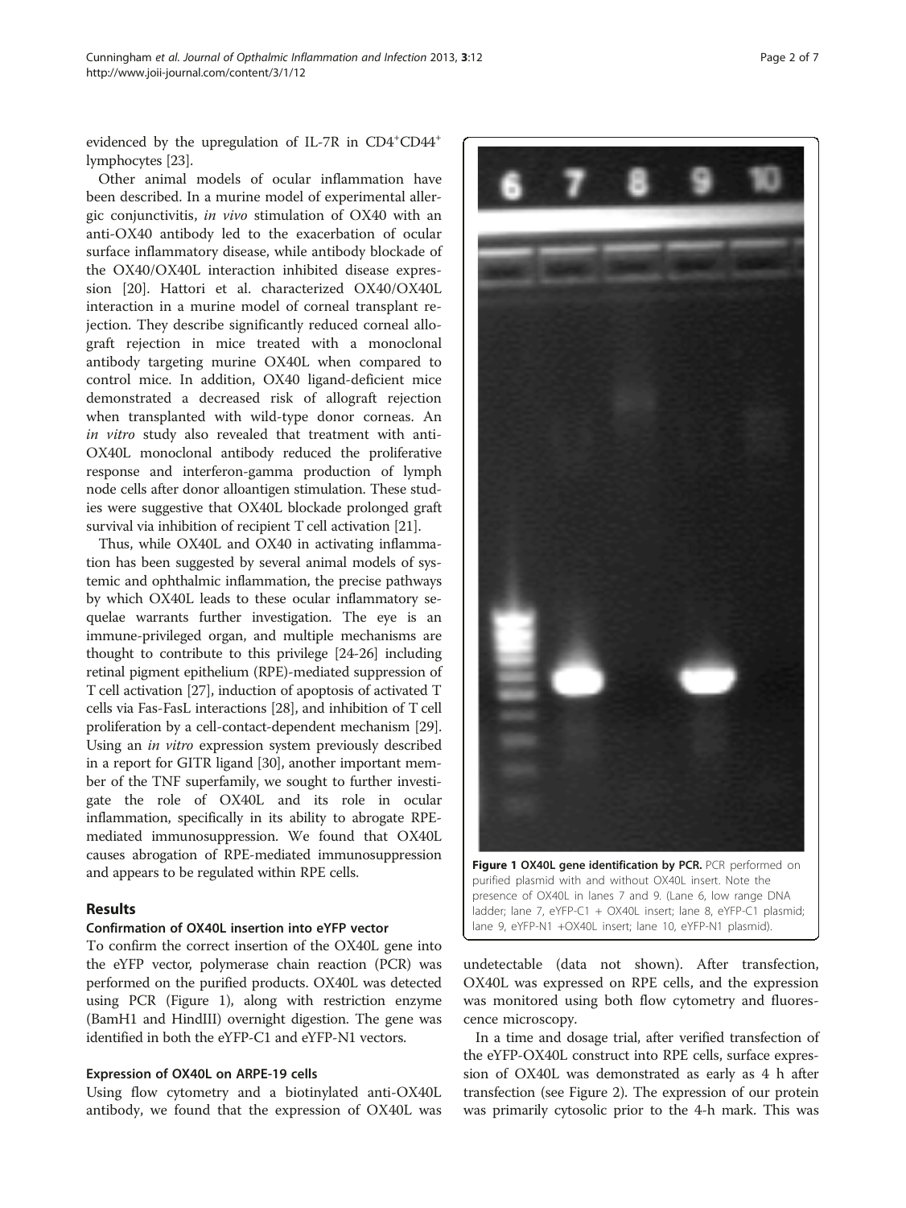evidenced by the upregulation of IL-7R in CD4[+]CD44[+] lymphocytes [23].

Other animal models of ocular inflammation have been described. In a murine model of experimental allergic conjunctivitis, *in vivo* stimulation of OX40 with an anti-OX40 antibody led to the exacerbation of ocular surface inflammatory disease, while antibody blockade of the OX40/OX40L interaction inhibited disease expression [20]. Hattori et al. characterized OX40/OX40L interaction in a murine model of corneal transplant rejection. They describe significantly reduced corneal allograft rejection in mice treated with a monoclonal antibody targeting murine OX40L when compared to control mice. In addition, OX40 ligand-deficient mice demonstrated a decreased risk of allograft rejection when transplanted with wild-type donor corneas. An *in vitro* study also revealed that treatment with anti-OX40L monoclonal antibody reduced the proliferative response and interferon-gamma production of lymph node cells after donor alloantigen stimulation. These studies were suggestive that OX40L blockade prolonged graft survival via inhibition of recipient T cell activation [21].

Thus, while OX40L and OX40 in activating inflammation has been suggested by several animal models of systemic and ophthalmic inflammation, the precise pathways by which OX40L leads to these ocular inflammatory sequelae warrants further investigation. The eye is an immune-privileged organ, and multiple mechanisms are thought to contribute to this privilege [24-26] including retinal pigment epithelium (RPE)-mediated suppression of T cell activation [27], induction of apoptosis of activated T cells via Fas-FasL interactions [28], and inhibition of T cell proliferation by a cell-contact-dependent mechanism [29]. Using an *in vitro* expression system previously described in a report for GITR ligand [30], another important member of the TNF superfamily, we sought to further investigate the role of OX40L and its role in ocular inflammation, specifically in its ability to abrogate RPE-mediated immunosuppression. We found that OX40L causes abrogation of RPE-mediated immunosuppression and appears to be regulated within RPE cells.

## Results

### Confirmation of OX40L insertion into eYFP vector

To confirm the correct insertion of the OX40L gene into the eYFP vector, polymerase chain reaction (PCR) was performed on the purified products. OX40L was detected using PCR (Figure 1), along with restriction enzyme (BamH1 and HindIII) overnight digestion. The gene was identified in both the eYFP-C1 and eYFP-N1 vectors.

**Figure 1 OX40L gene identification by PCR.** PCR performed on purified plasmid with and without OX40L insert. Note the presence of OX40L in lanes 7 and 9. (Lane 6, low range DNA ladder; lane 7, eYFP-C1 + OX40L insert; lane 8, eYFP-C1 plasmid; lane 9, eYFP-N1 +OX40L insert; lane 10, eYFP-N1 plasmid).

### Expression of OX40L on ARPE-19 cells

Using flow cytometry and a biotinylated anti-OX40L antibody, we found that the expression of OX40L was undetectable (data not shown). After transfection, OX40L was expressed on RPE cells, and the expression was monitored using both flow cytometry and fluorescence microscopy.

In a time and dosage trial, after verified transfection of the eYFP-OX40L construct into RPE cells, surface expression of OX40L was demonstrated as early as 4 h after transfection (see Figure 2). The expression of our protein was primarily cytosolic prior to the 4-h mark. This was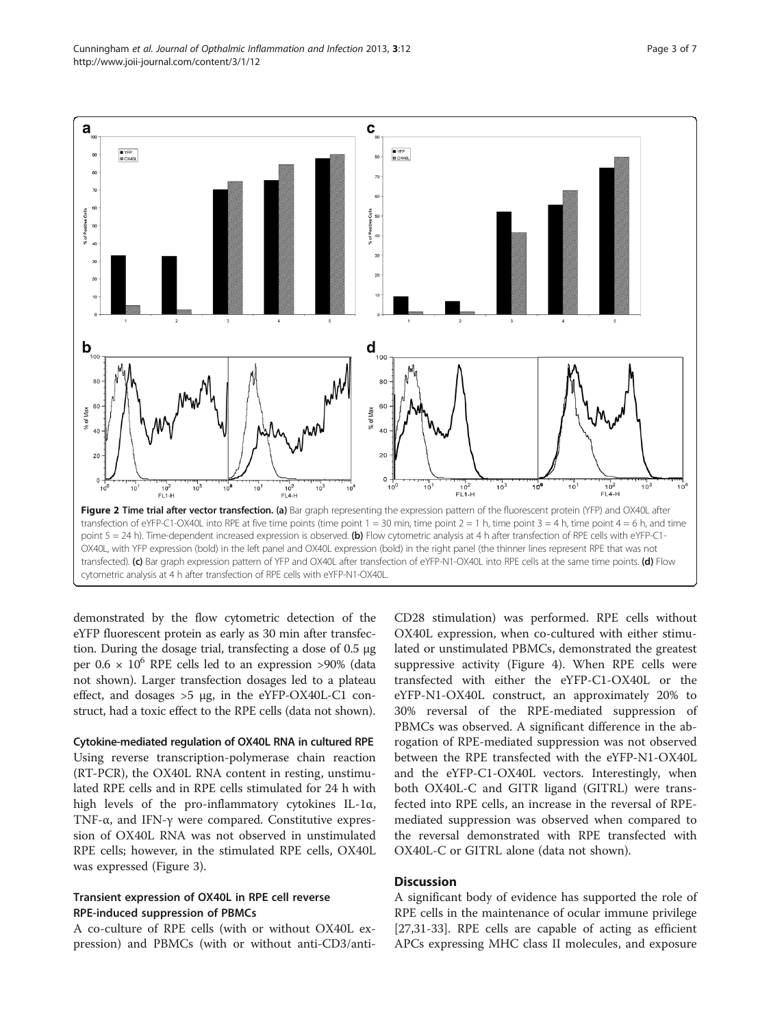**Figure 2 Time trial after vector transfection. (a)** Bar graph representing the expression pattern of the fluorescent protein (YFP) and OX40L after transfection of eYFP-C1-OX40L into RPE at five time points (time point 1 = 30 min, time point 2 = 1 h, time point 3 = 4 h, time point 4 = 6 h, and time point 5 = 24 h). Time-dependent increased expression is observed. **(b)** Flow cytometric analysis at 4 h after transfection of RPE cells with eYFP-C1-OX40L, with YFP expression (bold) in the left panel and OX40L expression (bold) in the right panel (the thinner lines represent RPE that was not transfected). **(c)** Bar graph expression pattern of YFP and OX40L after transfection of eYFP-N1-OX40L into RPE cells at the same time points. **(d)** Flow cytometric analysis at 4 h after transfection of RPE cells with eYFP-N1-OX40L.

demonstrated by the flow cytometric detection of the eYFP fluorescent protein as early as 30 min after transfection. During the dosage trial, transfecting a dose of 0.5 μg per $0.6 \times 10^6$ RPE cells led to an expression >90% (data not shown). Larger transfection dosages led to a plateau effect, and dosages >5 μg, in the eYFP-OX40L-C1 construct, had a toxic effect to the RPE cells (data not shown).

### Cytokine-mediated regulation of OX40L RNA in cultured RPE

Using reverse transcription-polymerase chain reaction (RT-PCR), the OX40L RNA content in resting, unstimulated RPE cells and in RPE cells stimulated for 24 h with high levels of the pro-inflammatory cytokines IL-1α, TNF-α, and IFN-γ were compared. Constitutive expression of OX40L RNA was not observed in unstimulated RPE cells; however, in the stimulated RPE cells, OX40L was expressed (Figure 3).

### Transient expression of OX40L in RPE cell reverse RPE-induced suppression of PBMCs

A co-culture of RPE cells (with or without OX40L expression) and PBMCs (with or without anti-CD3/anti-CD28 stimulation) was performed. RPE cells without OX40L expression, when co-cultured with either stimulated or unstimulated PBMCs, demonstrated the greatest suppressive activity (Figure 4). When RPE cells were transfected with either the eYFP-C1-OX40L or the eYFP-N1-OX40L construct, an approximately 20% to 30% reversal of the RPE-mediated suppression of PBMCs was observed. A significant difference in the abrogation of RPE-mediated suppression was not observed between the RPE transfected with the eYFP-N1-OX40L and the eYFP-C1-OX40L vectors. Interestingly, when both OX40L-C and GITR ligand (GITRL) were transfected into RPE cells, an increase in the reversal of RPE-mediated suppression was observed when compared to the reversal demonstrated with RPE transfected with OX40L-C or GITRL alone (data not shown).

## Discussion

A significant body of evidence has supported the role of RPE cells in the maintenance of ocular immune privilege [27,31-33]. RPE cells are capable of acting as efficient APCs expressing MHC class II molecules, and exposure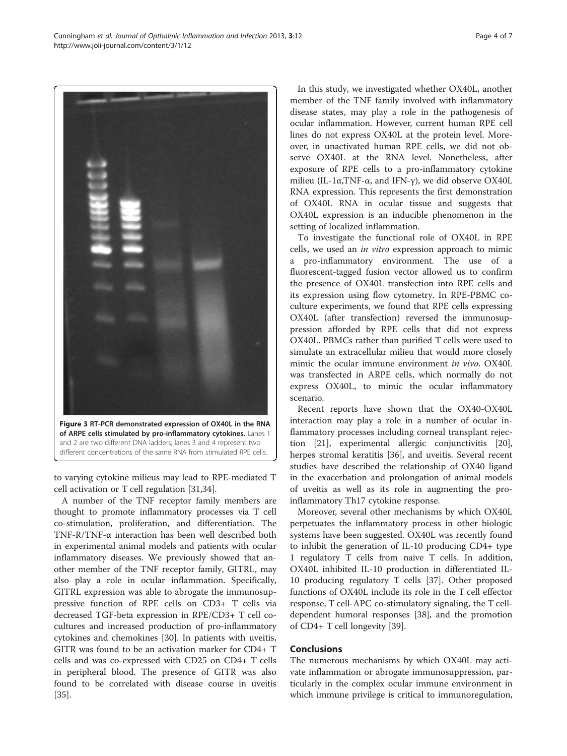**Figure 3 RT-PCR demonstrated expression of OX40L in the RNA of ARPE cells stimulated by pro-inflammatory cytokines.** Lanes 1 and 2 are two different DNA ladders; lanes 3 and 4 represent two different concentrations of the same RNA from stimulated RPE cells.

to varying cytokine milieus may lead to RPE-mediated T cell activation or T cell regulation [31,34].

A number of the TNF receptor family members are thought to promote inflammatory processes via T cell co-stimulation, proliferation, and differentiation. The TNF-R/TNF-α interaction has been well described both in experimental animal models and patients with ocular inflammatory diseases. We previously showed that another member of the TNF receptor family, GITRL, may also play a role in ocular inflammation. Specifically, GITRL expression was able to abrogate the immunosuppressive function of RPE cells on CD3+ T cells via decreased TGF-beta expression in RPE/CD3+ T cell co-cultures and increased production of pro-inflammatory cytokines and chemokines [30]. In patients with uveitis, GITR was found to be an activation marker for CD4+ T cells and was co-expressed with CD25 on CD4+ T cells in peripheral blood. The presence of GITR was also found to be correlated with disease course in uveitis [35].

In this study, we investigated whether OX40L, another member of the TNF family involved with inflammatory disease states, may play a role in the pathogenesis of ocular inflammation. However, current human RPE cell lines do not express OX40L at the protein level. Moreover, in unactivated human RPE cells, we did not observe OX40L at the RNA level. Nonetheless, after exposure of RPE cells to a pro-inflammatory cytokine milieu (IL-1α,TNF-α, and IFN-γ), we did observe OX40L RNA expression. This represents the first demonstration of OX40L RNA in ocular tissue and suggests that OX40L expression is an inducible phenomenon in the setting of localized inflammation.

To investigate the functional role of OX40L in RPE cells, we used an *in vitro* expression approach to mimic a pro-inflammatory environment. The use of a fluorescent-tagged fusion vector allowed us to confirm the presence of OX40L transfection into RPE cells and its expression using flow cytometry. In RPE-PBMC co-culture experiments, we found that RPE cells expressing OX40L (after transfection) reversed the immunosuppression afforded by RPE cells that did not express OX40L. PBMCs rather than purified T cells were used to simulate an extracellular milieu that would more closely mimic the ocular immune environment *in vivo*. OX40L was transfected in ARPE cells, which normally do not express OX40L, to mimic the ocular inflammatory scenario.

Recent reports have shown that the OX40-OX40L interaction may play a role in a number of ocular inflammatory processes including corneal transplant rejection [21], experimental allergic conjunctivitis [20], herpes stromal keratitis [36], and uveitis. Several recent studies have described the relationship of OX40 ligand in the exacerbation and prolongation of animal models of uveitis as well as its role in augmenting the pro-inflammatory Th17 cytokine response.

Moreover, several other mechanisms by which OX40L perpetuates the inflammatory process in other biologic systems have been suggested. OX40L was recently found to inhibit the generation of IL-10 producing CD4+ type 1 regulatory T cells from naive T cells. In addition, OX40L inhibited IL-10 production in differentiated IL-10 producing regulatory T cells [37]. Other proposed functions of OX40L include its role in the T cell effector response, T cell-APC co-stimulatory signaling, the T cell-dependent humoral responses [38], and the promotion of CD4+ T cell longevity [39].

## Conclusions

The numerous mechanisms by which OX40L may activate inflammation or abrogate immunosuppression, particularly in the complex ocular immune environment in which immune privilege is critical to immunoregulation,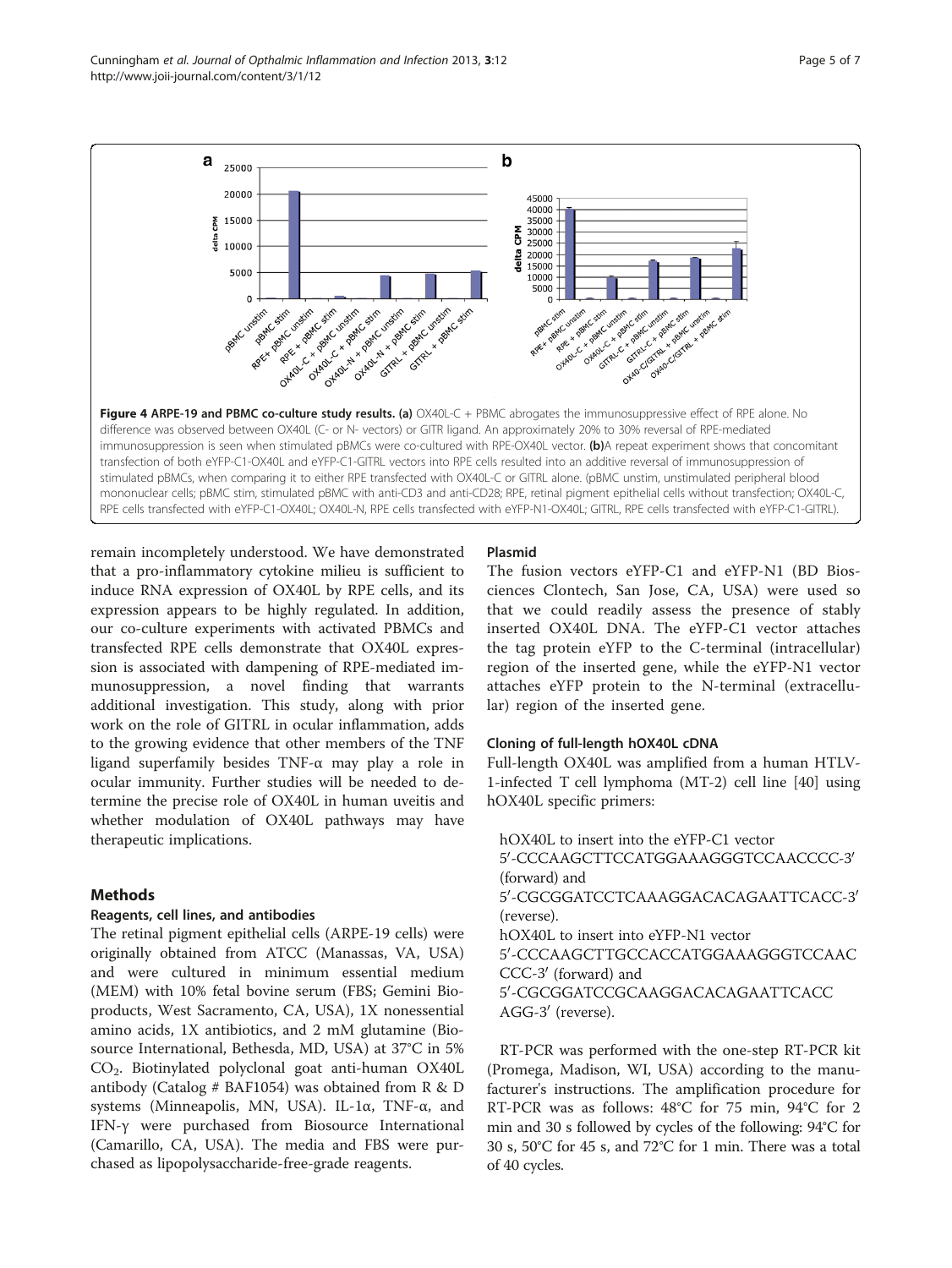**Figure 4 ARPE-19 and PBMC co-culture study results. (a)** OX40L-C + PBMC abrogates the immunosuppressive effect of RPE alone. No difference was observed between OX40L (C- or N- vectors) or GITR ligand. An approximately 20% to 30% reversal of RPE-mediated immunosuppression is seen when stimulated pBMCs were co-cultured with RPE-OX40L vector. **(b)**A repeat experiment shows that concomitant transfection of both eYFP-C1-OX40L and eYFP-C1-GITRL vectors into RPE cells resulted into an additive reversal of immunosuppression of stimulated pBMCs, when comparing it to either RPE transfected with OX40L-C or GITRL alone. (pBMC unstim, unstimulated peripheral blood mononuclear cells; pBMC stim, stimulated pBMC with anti-CD3 and anti-CD28; RPE, retinal pigment epithelial cells without transfection; OX40L-C, RPE cells transfected with eYFP-C1-OX40L; OX40L-N, RPE cells transfected with eYFP-N1-OX40L; GITRL, RPE cells transfected with eYFP-C1-GITRL).

remain incompletely understood. We have demonstrated that a pro-inflammatory cytokine milieu is sufficient to induce RNA expression of OX40L by RPE cells, and its expression appears to be highly regulated. In addition, our co-culture experiments with activated PBMCs and transfected RPE cells demonstrate that OX40L expression is associated with dampening of RPE-mediated immunosuppression, a novel finding that warrants additional investigation. This study, along with prior work on the role of GITRL in ocular inflammation, adds to the growing evidence that other members of the TNF ligand superfamily besides TNF-α may play a role in ocular immunity. Further studies will be needed to determine the precise role of OX40L in human uveitis and whether modulation of OX40L pathways may have therapeutic implications.

## Methods

### Reagents, cell lines, and antibodies

The retinal pigment epithelial cells (ARPE-19 cells) were originally obtained from ATCC (Manassas, VA, USA) and were cultured in minimum essential medium (MEM) with 10% fetal bovine serum (FBS; Gemini Bioproducts, West Sacramento, CA, USA), 1X nonessential amino acids, 1X antibiotics, and 2 mM glutamine (Biosource International, Bethesda, MD, USA) at 37°C in 5% $CO_2$. Biotinylated polyclonal goat anti-human OX40L antibody (Catalog # BAF1054) was obtained from R & D systems (Minneapolis, MN, USA). IL-1α, TNF-α, and IFN-γ were purchased from Biosource International (Camarillo, CA, USA). The media and FBS were purchased as lipopolysaccharide-free-grade reagents.

### Plasmid

The fusion vectors eYFP-C1 and eYFP-N1 (BD Biosciences Clontech, San Jose, CA, USA) were used so that we could readily assess the presence of stably inserted OX40L DNA. The eYFP-C1 vector attaches the tag protein eYFP to the C-terminal (intracellular) region of the inserted gene, while the eYFP-N1 vector attaches eYFP protein to the N-terminal (extracellular) region of the inserted gene.

### Cloning of full-length hOX40L cDNA

Full-length OX40L was amplified from a human HTLV-1-infected T cell lymphoma (MT-2) cell line [40] using hOX40L specific primers:

hOX40L to insert into the eYFP-C1 vector
5′-CCCAAGCTTCCATGGAAAGGGTCCAACCCC-3′ (forward) and
5′-CGCGGATCCTCAAAGGACACAGAATTCACC-3′ (reverse).
hOX40L to insert into eYFP-N1 vector
5′-CCCAAGCTTGCCACCATGGAAAGGGTCCAACCCC-3′ (forward) and
5′-CGCGGATCCGCAAGGACACAGAATTCACCAGG-3′ (reverse).

RT-PCR was performed with the one-step RT-PCR kit (Promega, Madison, WI, USA) according to the manufacturer's instructions. The amplification procedure for RT-PCR was as follows: 48°C for 75 min, 94°C for 2 min and 30 s followed by cycles of the following: 94°C for 30 s, 50°C for 45 s, and 72°C for 1 min. There was a total of 40 cycles.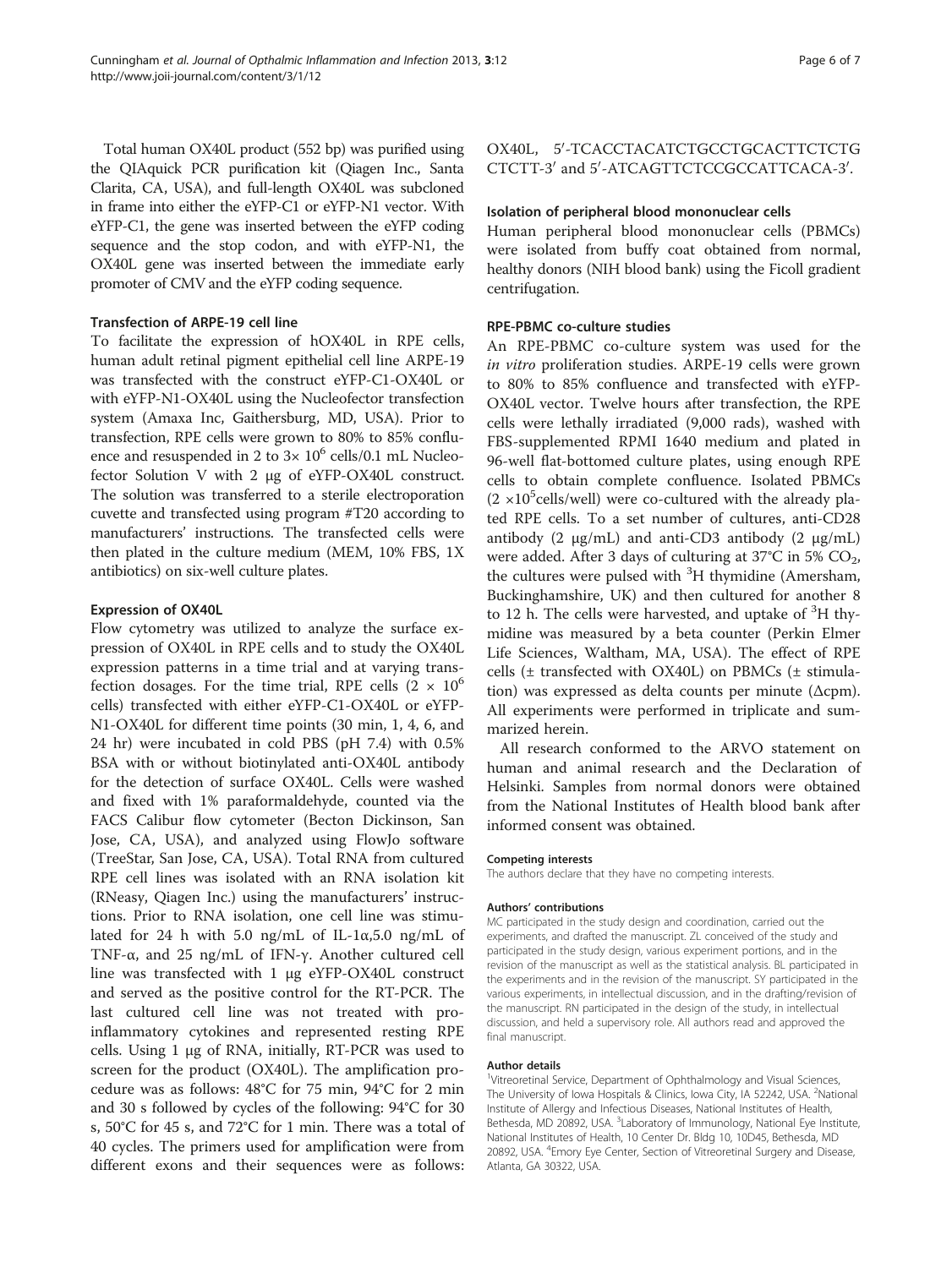Total human OX40L product (552 bp) was purified using the QIAquick PCR purification kit (Qiagen Inc., Santa Clarita, CA, USA), and full-length OX40L was subcloned in frame into either the eYFP-C1 or eYFP-N1 vector. With eYFP-C1, the gene was inserted between the eYFP coding sequence and the stop codon, and with eYFP-N1, the OX40L gene was inserted between the immediate early promoter of CMV and the eYFP coding sequence.

#### Transfection of ARPE-19 cell line

To facilitate the expression of hOX40L in RPE cells, human adult retinal pigment epithelial cell line ARPE-19 was transfected with the construct eYFP-C1-OX40L or with eYFP-N1-OX40L using the Nucleofector transfection system (Amaxa Inc, Gaithersburg, MD, USA). Prior to transfection, RPE cells were grown to 80% to 85% confluence and resuspended in 2 to $3\times 10^6$ cells/0.1 mL Nucleofector Solution V with 2 μg of eYFP-OX40L construct. The solution was transferred to a sterile electroporation cuvette and transfected using program #T20 according to manufacturers' instructions. The transfected cells were then plated in the culture medium (MEM, 10% FBS, 1X antibiotics) on six-well culture plates.

#### Expression of OX40L

Flow cytometry was utilized to analyze the surface expression of OX40L in RPE cells and to study the OX40L expression patterns in a time trial and at varying transfection dosages. For the time trial, RPE cells ($2 \times 10^6$ cells) transfected with either eYFP-C1-OX40L or eYFP-N1-OX40L for different time points (30 min, 1, 4, 6, and 24 hr) were incubated in cold PBS (pH 7.4) with 0.5% BSA with or without biotinylated anti-OX40L antibody for the detection of surface OX40L. Cells were washed and fixed with 1% paraformaldehyde, counted via the FACS Calibur flow cytometer (Becton Dickinson, San Jose, CA, USA), and analyzed using FlowJo software (TreeStar, San Jose, CA, USA). Total RNA from cultured RPE cell lines was isolated with an RNA isolation kit (RNeasy, Qiagen Inc.) using the manufacturers' instructions. Prior to RNA isolation, one cell line was stimulated for 24 h with 5.0 ng/mL of IL-1α,5.0 ng/mL of TNF-α, and 25 ng/mL of IFN-γ. Another cultured cell line was transfected with 1 μg eYFP-OX40L construct and served as the positive control for the RT-PCR. The last cultured cell line was not treated with pro-inflammatory cytokines and represented resting RPE cells. Using 1 μg of RNA, initially, RT-PCR was used to screen for the product (OX40L). The amplification procedure was as follows: 48°C for 75 min, 94°C for 2 min and 30 s followed by cycles of the following: 94°C for 30 s, 50°C for 45 s, and 72°C for 1 min. There was a total of 40 cycles. The primers used for amplification were from different exons and their sequences were as follows: OX40L, 5′-TCACCTACATCTGCCTGCACTTCTCTGCTCTT-3′ and 5′-ATCAGTTCTCCGCCATTCACA-3′.

#### Isolation of peripheral blood mononuclear cells

Human peripheral blood mononuclear cells (PBMCs) were isolated from buffy coat obtained from normal, healthy donors (NIH blood bank) using the Ficoll gradient centrifugation.

#### RPE-PBMC co-culture studies

An RPE-PBMC co-culture system was used for the *in vitro* proliferation studies. ARPE-19 cells were grown to 80% to 85% confluence and transfected with eYFP-OX40L vector. Twelve hours after transfection, the RPE cells were lethally irradiated (9,000 rads), washed with FBS-supplemented RPMI 1640 medium and plated in 96-well flat-bottomed culture plates, using enough RPE cells to obtain complete confluence. Isolated PBMCs ($2 \times 10^5$cells/well) were co-cultured with the already plated RPE cells. To a set number of cultures, anti-CD28 antibody (2 μg/mL) and anti-CD3 antibody (2 μg/mL) were added. After 3 days of culturing at 37°C in 5% $CO_2$, the cultures were pulsed with $^3$H thymidine (Amersham, Buckinghamshire, UK) and then cultured for another 8 to 12 h. The cells were harvested, and uptake of $^3$H thymidine was measured by a beta counter (Perkin Elmer Life Sciences, Waltham, MA, USA). The effect of RPE cells (± transfected with OX40L) on PBMCs (± stimulation) was expressed as delta counts per minute (Δcpm). All experiments were performed in triplicate and summarized herein.

All research conformed to the ARVO statement on human and animal research and the Declaration of Helsinki. Samples from normal donors were obtained from the National Institutes of Health blood bank after informed consent was obtained.

##### Competing interests

The authors declare that they have no competing interests.

##### Authors' contributions

MC participated in the study design and coordination, carried out the experiments, and drafted the manuscript. ZL conceived of the study and participated in the study design, various experiment portions, and in the revision of the manuscript as well as the statistical analysis. BL participated in the experiments and in the revision of the manuscript. SY participated in the various experiments, in intellectual discussion, and in the drafting/revision of the manuscript. RN participated in the design of the study, in intellectual discussion, and held a supervisory role. All authors read and approved the final manuscript.

##### Author details

[1]Vitreoretinal Service, Department of Ophthalmology and Visual Sciences, The University of Iowa Hospitals & Clinics, Iowa City, IA 52242, USA. [2]National Institute of Allergy and Infectious Diseases, National Institutes of Health, Bethesda, MD 20892, USA. [3]Laboratory of Immunology, National Eye Institute, National Institutes of Health, 10 Center Dr. Bldg 10, 10D45, Bethesda, MD 20892, USA. [4]Emory Eye Center, Section of Vitreoretinal Surgery and Disease, Atlanta, GA 30322, USA.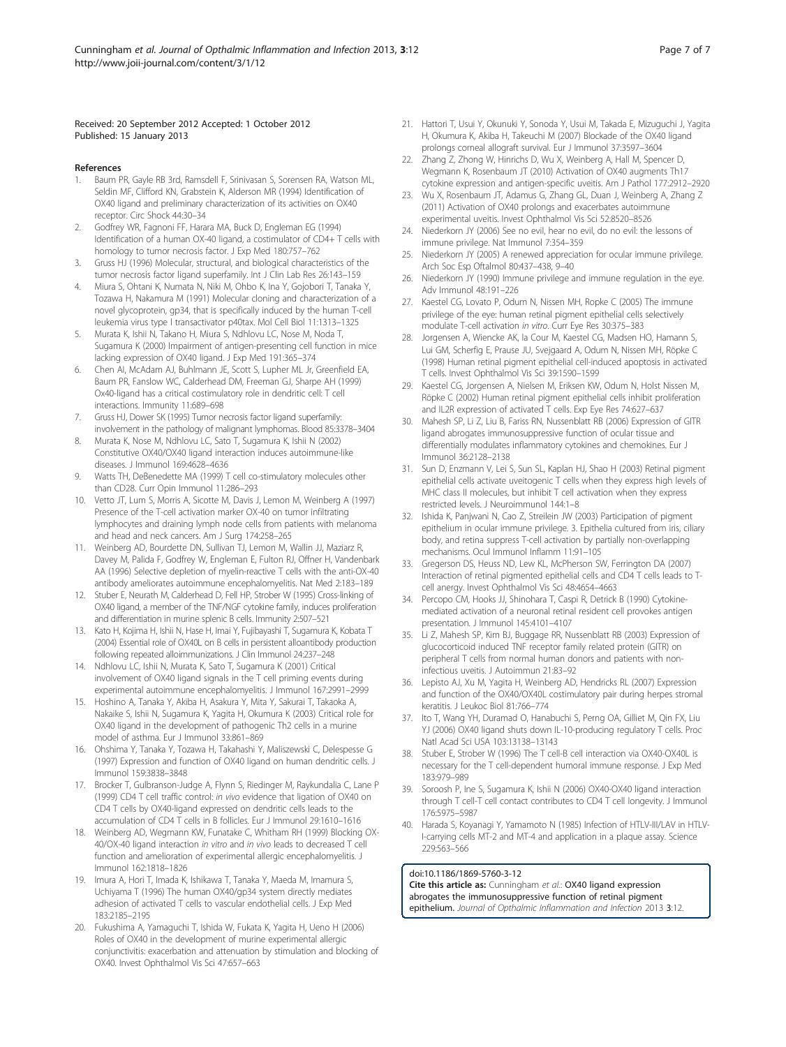Received: 20 September 2012 Accepted: 1 October 2012
Published: 15 January 2013

## References

1. Baum PR, Gayle RB 3rd, Ramsdell F, Srinivasan S, Sorensen RA, Watson ML, Seldin MF, Clifford KN, Grabstein K, Alderson MR (1994) Identification of OX40 ligand and preliminary characterization of its activities on OX40 receptor. Circ Shock 44:30–34
2. Godfrey WR, Fagnoni FF, Harara MA, Buck D, Engleman EG (1994) Identification of a human OX-40 ligand, a costimulator of CD4+ T cells with homology to tumor necrosis factor. J Exp Med 180:757–762
3. Gruss HJ (1996) Molecular, structural, and biological characteristics of the tumor necrosis factor ligand superfamily. Int J Clin Lab Res 26:143–159
4. Miura S, Ohtani K, Numata N, Niki M, Ohbo K, Ina Y, Gojobori T, Tanaka Y, Tozawa H, Nakamura M (1991) Molecular cloning and characterization of a novel glycoprotein, gp34, that is specifically induced by the human T-cell leukemia virus type I transactivator p40tax. Mol Cell Biol 11:1313–1325
5. Murata K, Ishii N, Takano H, Miura S, Ndhlovu LC, Nose M, Noda T, Sugamura K (2000) Impairment of antigen-presenting cell function in mice lacking expression of OX40 ligand. J Exp Med 191:365–374
6. Chen AI, McAdam AJ, Buhlmann JE, Scott S, Lupher ML Jr, Greenfield EA, Baum PR, Fanslow WC, Calderhead DM, Freeman GJ, Sharpe AH (1999) Ox40-ligand has a critical costimulatory role in dendritic cell: T cell interactions. Immunity 11:689–698
7. Gruss HJ, Dower SK (1995) Tumor necrosis factor ligand superfamily: involvement in the pathology of malignant lymphomas. Blood 85:3378–3404
8. Murata K, Nose M, Ndhlovu LC, Sato T, Sugamura K, Ishii N (2002) Constitutive OX40/OX40 ligand interaction induces autoimmune-like diseases. J Immunol 169:4628–4636
9. Watts TH, DeBenedette MA (1999) T cell co-stimulatory molecules other than CD28. Curr Opin Immunol 11:286–293
10. Vetto JT, Lum S, Morris A, Sicotte M, Davis J, Lemon M, Weinberg A (1997) Presence of the T-cell activation marker OX-40 on tumor infiltrating lymphocytes and draining lymph node cells from patients with melanoma and head and neck cancers. Am J Surg 174:258–265
11. Weinberg AD, Bourdette DN, Sullivan TJ, Lemon M, Wallin JJ, Maziarz R, Davey M, Palida F, Godfrey W, Engleman E, Fulton RJ, Offner H, Vandenbark AA (1996) Selective depletion of myelin-reactive T cells with the anti-OX-40 antibody ameliorates autoimmune encephalomyelitis. Nat Med 2:183–189
12. Stuber E, Neurath M, Calderhead D, Fell HP, Strober W (1995) Cross-linking of OX40 ligand, a member of the TNF/NGF cytokine family, induces proliferation and differentiation in murine splenic B cells. Immunity 2:507–521
13. Kato H, Kojima H, Ishii N, Hase H, Imai Y, Fujibayashi T, Sugamura K, Kobata T (2004) Essential role of OX40L on B cells in persistent alloantibody production following repeated alloimmunizations. J Clin Immunol 24:237–248
14. Ndhlovu LC, Ishii N, Murata K, Sato T, Sugamura K (2001) Critical involvement of OX40 ligand signals in the T cell priming events during experimental autoimmune encephalomyelitis. J Immunol 167:2991–2999
15. Hoshino A, Tanaka Y, Akiba H, Asakura Y, Mita Y, Sakurai T, Takaoka A, Nakaike S, Ishii N, Sugamura K, Yagita H, Okumura K (2003) Critical role for OX40 ligand in the development of pathogenic Th2 cells in a murine model of asthma. Eur J Immunol 33:861–869
16. Ohshima Y, Tanaka Y, Tozawa H, Takahashi Y, Maliszewski C, Delespesse G (1997) Expression and function of OX40 ligand on human dendritic cells. J Immunol 159:3838–3848
17. Brocker T, Gulbranson-Judge A, Flynn S, Riedinger M, Raykundalia C, Lane P (1999) CD4 T cell traffic control: *in vivo* evidence that ligation of OX40 on CD4 T cells by OX40-ligand expressed on dendritic cells leads to the accumulation of CD4 T cells in B follicles. Eur J Immunol 29:1610–1616
18. Weinberg AD, Wegmann KW, Funatake C, Whitham RH (1999) Blocking OX-40/OX-40 ligand interaction *in vitro* and *in vivo* leads to decreased T cell function and amelioration of experimental allergic encephalomyelitis. J Immunol 162:1818–1826
19. Imura A, Hori T, Imada K, Ishikawa T, Tanaka Y, Maeda M, Imamura S, Uchiyama T (1996) The human OX40/gp34 system directly mediates adhesion of activated T cells to vascular endothelial cells. J Exp Med 183:2185–2195
20. Fukushima A, Yamaguchi T, Ishida W, Fukata K, Yagita H, Ueno H (2006) Roles of OX40 in the development of murine experimental allergic conjunctivitis: exacerbation and attenuation by stimulation and blocking of OX40. Invest Ophthalmol Vis Sci 47:657–663
21. Hattori T, Usui Y, Okunuki Y, Sonoda Y, Usui M, Takada E, Mizuguchi J, Yagita H, Okumura K, Akiba H, Takeuchi M (2007) Blockade of the OX40 ligand prolongs corneal allograft survival. Eur J Immunol 37:3597–3604
22. Zhang Z, Zhong W, Hinrichs D, Wu X, Weinberg A, Hall M, Spencer D, Wegmann K, Rosenbaum JT (2010) Activation of OX40 augments Th17 cytokine expression and antigen-specific uveitis. Am J Pathol 177:2912–2920
23. Wu X, Rosenbaum JT, Adamus G, Zhang GL, Duan J, Weinberg A, Zhang Z (2011) Activation of OX40 prolongs and exacerbates autoimmune experimental uveitis. Invest Ophthalmol Vis Sci 52:8520–8526
24. Niederkorn JY (2006) See no evil, hear no evil, do no evil: the lessons of immune privilege. Nat Immunol 7:354–359
25. Niederkorn JY (2005) A renewed appreciation for ocular immune privilege. Arch Soc Esp Oftalmol 80:437–438, 9–40
26. Niederkorn JY (1990) Immune privilege and immune regulation in the eye. Adv Immunol 48:191–226
27. Kaestel CG, Lovato P, Odum N, Nissen MH, Ropke C (2005) The immune privilege of the eye: human retinal pigment epithelial cells selectively modulate T-cell activation *in vitro*. Curr Eye Res 30:375–383
28. Jorgensen A, Wiencke AK, la Cour M, Kaestel CG, Madsen HO, Hamann S, Lui GM, Scherfig E, Prause JU, Svejgaard A, Odum N, Nissen MH, Röpke C (1998) Human retinal pigment epithelial cell-induced apoptosis in activated T cells. Invest Ophthalmol Vis Sci 39:1590–1599
29. Kaestel CG, Jorgensen A, Nielsen M, Eriksen KW, Odum N, Holst Nissen M, Röpke C (2002) Human retinal pigment epithelial cells inhibit proliferation and IL2R expression of activated T cells. Exp Eye Res 74:627–637
30. Mahesh SP, Li Z, Liu B, Fariss RN, Nussenblatt RB (2006) Expression of GITR ligand abrogates immunosuppressive function of ocular tissue and differentially modulates inflammatory cytokines and chemokines. Eur J Immunol 36:2128–2138
31. Sun D, Enzmann V, Lei S, Sun SL, Kaplan HJ, Shao H (2003) Retinal pigment epithelial cells activate uveitogenic T cells when they express high levels of MHC class II molecules, but inhibit T cell activation when they express restricted levels. J Neuroimmunol 144:1–8
32. Ishida K, Panjwani N, Cao Z, Streilein JW (2003) Participation of pigment epithelium in ocular immune privilege. 3. Epithelia cultured from iris, ciliary body, and retina suppress T-cell activation by partially non-overlapping mechanisms. Ocul Immunol Inflamm 11:91–105
33. Gregerson DS, Heuss ND, Lew KL, McPherson SW, Ferrington DA (2007) Interaction of retinal pigmented epithelial cells and CD4 T cells leads to T-cell anergy. Invest Ophthalmol Vis Sci 48:4654–4663
34. Percopo CM, Hooks JJ, Shinohara T, Caspi R, Detrick B (1990) Cytokine-mediated activation of a neuronal retinal resident cell provokes antigen presentation. J Immunol 145:4101–4107
35. Li Z, Mahesh SP, Kim BJ, Buggage RR, Nussenblatt RB (2003) Expression of glucocorticoid induced TNF receptor family related protein (GITR) on peripheral T cells from normal human donors and patients with non-infectious uveitis. J Autoimmun 21:83–92
36. Lepisto AJ, Xu M, Yagita H, Weinberg AD, Hendricks RL (2007) Expression and function of the OX40/OX40L costimulatory pair during herpes stromal keratitis. J Leukoc Biol 81:766–774
37. Ito T, Wang YH, Duramad O, Hanabuchi S, Perng OA, Gilliet M, Qin FX, Liu YJ (2006) OX40 ligand shuts down IL-10-producing regulatory T cells. Proc Natl Acad Sci USA 103:13138–13143
38. Stuber E, Strober W (1996) The T cell-B cell interaction via OX40-OX40L is necessary for the T cell-dependent humoral immune response. J Exp Med 183:979–989
39. Soroosh P, Ine S, Sugamura K, Ishii N (2006) OX40-OX40 ligand interaction through T cell-T cell contact contributes to CD4 T cell longevity. J Immunol 176:5975–5987
40. Harada S, Koyanagi Y, Yamamoto N (1985) Infection of HTLV-III/LAV in HTLV-I-carrying cells MT-2 and MT-4 and application in a plaque assay. Science 229:563–566

doi:10.1186/1869-5760-3-12

**Cite this article as:** Cunningham *et al.*: **OX40 ligand expression abrogates the immunosuppressive function of retinal pigment epithelium.** *Journal of Opthalmic Inflammation and Infection* 2013 **3**:12.